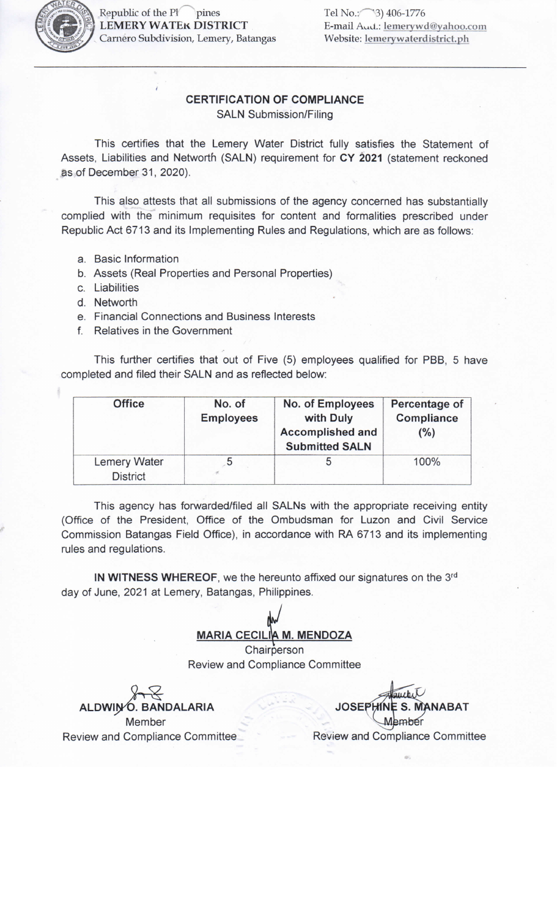Republic of the Philippines
**LEMERY WATER DISTRICT**
Carnero Subdivision, Lemery, Batangas

Tel No.: (043) 406-1776
E-mail Add.: lemerywd@yahoo.com
Website: lemerywaterdistrict.ph

---

## CERTIFICATION OF COMPLIANCE

SALN Submission/Filing

This certifies that the Lemery Water District fully satisfies the Statement of Assets, Liabilities and Networth (SALN) requirement for **CY 2021** (statement reckoned as of December 31, 2020).

This also attests that all submissions of the agency concerned has substantially complied with the minimum requisites for content and formalities prescribed under Republic Act 6713 and its Implementing Rules and Regulations, which are as follows:

a. Basic Information
b. Assets (Real Properties and Personal Properties)
c. Liabilities
d. Networth
e. Financial Connections and Business Interests
f. Relatives in the Government

This further certifies that out of Five (5) employees qualified for PBB, 5 have completed and filed their SALN and as reflected below:

| Office | No. of Employees | No. of Employees with Duly Accomplished and Submitted SALN | Percentage of Compliance (%) |
|---|---|---|---|
| Lemery Water District | 5 | 5 | 100% |

This agency has forwarded/filed all SALNs with the appropriate receiving entity (Office of the President, Office of the Ombudsman for Luzon and Civil Service Commission Batangas Field Office), in accordance with RA 6713 and its implementing rules and regulations.

**IN WITNESS WHEREOF**, we the hereunto affixed our signatures on the 3rd day of June, 2021 at Lemery, Batangas, Philippines.

**MARIA CECILIA M. MENDOZA**
Chairperson
Review and Compliance Committee

**ALDWIN O. BANDALARIA**
Member
Review and Compliance Committee

**JOSEPHINE S. MANABAT**
Member
Review and Compliance Committee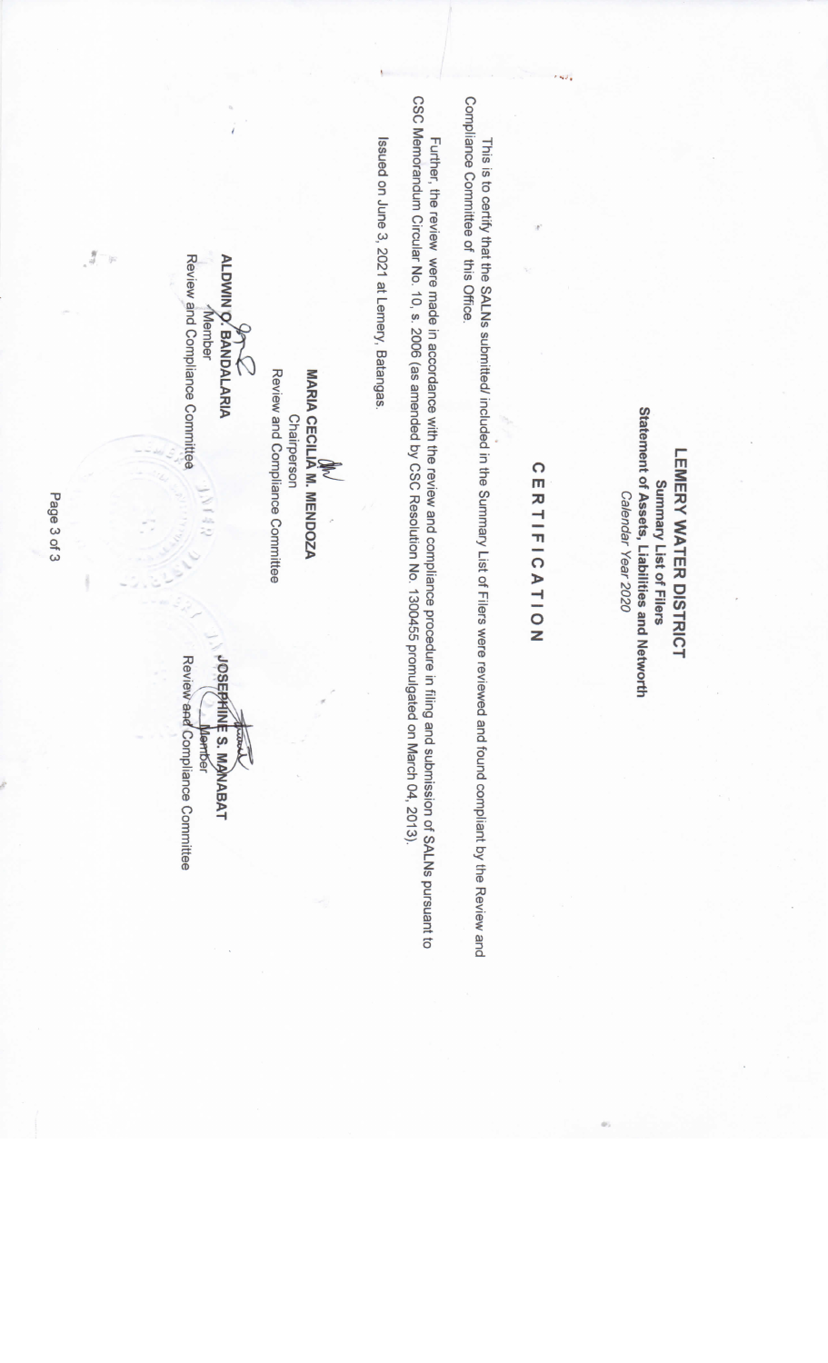# LEMERY WATER DISTRICT

**Summary List of Filers**
**Statement of Assets, Liabilities and Networth**
*Calendar Year 2020*

## C E R T I F I C A T I O N

This is to certify that the SALNs submitted/ included in the Summary List of Filers were reviewed and found compliant by the Review and Compliance Committee of this Office.

Further, the review were made in accordance with the review and compliance procedure in filing and submission of SALNs pursuant to CSC Memorandum Circular No. 10, s. 2006 (as amended by CSC Resolution No. 1300455 promulgated on March 04, 2013).

Issued on June 3, 2021 at Lemery, Batangas.

**MARIA CECILIA M. MENDOZA**
Chairperson
Review and Compliance Committee

**ALDWIN O. BANDALARIA**
Member
Review and Compliance Committee

**JOSEPHINE S. MANABAT**
Member
Review and Compliance Committee